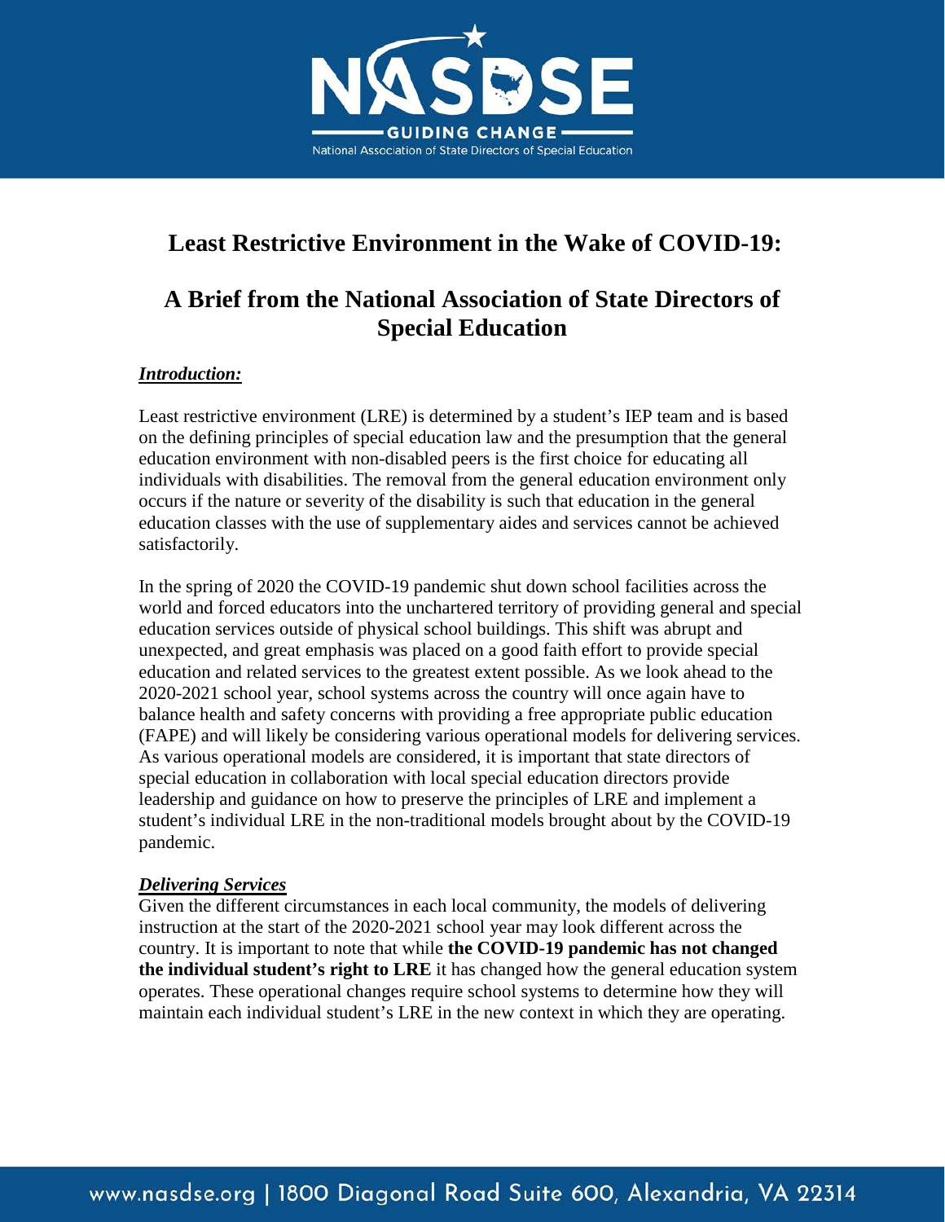# Least Restrictive Environment in the Wake of COVID-19:

# A Brief from the National Association of State Directors of Special Education

***Introduction:***

Least restrictive environment (LRE) is determined by a student's IEP team and is based on the defining principles of special education law and the presumption that the general education environment with non-disabled peers is the first choice for educating all individuals with disabilities. The removal from the general education environment only occurs if the nature or severity of the disability is such that education in the general education classes with the use of supplementary aides and services cannot be achieved satisfactorily.

In the spring of 2020 the COVID-19 pandemic shut down school facilities across the world and forced educators into the unchartered territory of providing general and special education services outside of physical school buildings. This shift was abrupt and unexpected, and great emphasis was placed on a good faith effort to provide special education and related services to the greatest extent possible. As we look ahead to the 2020-2021 school year, school systems across the country will once again have to balance health and safety concerns with providing a free appropriate public education (FAPE) and will likely be considering various operational models for delivering services. As various operational models are considered, it is important that state directors of special education in collaboration with local special education directors provide leadership and guidance on how to preserve the principles of LRE and implement a student's individual LRE in the non-traditional models brought about by the COVID-19 pandemic.

***Delivering Services***

Given the different circumstances in each local community, the models of delivering instruction at the start of the 2020-2021 school year may look different across the country. It is important to note that while **the COVID-19 pandemic has not changed the individual student's right to LRE** it has changed how the general education system operates. These operational changes require school systems to determine how they will maintain each individual student's LRE in the new context in which they are operating.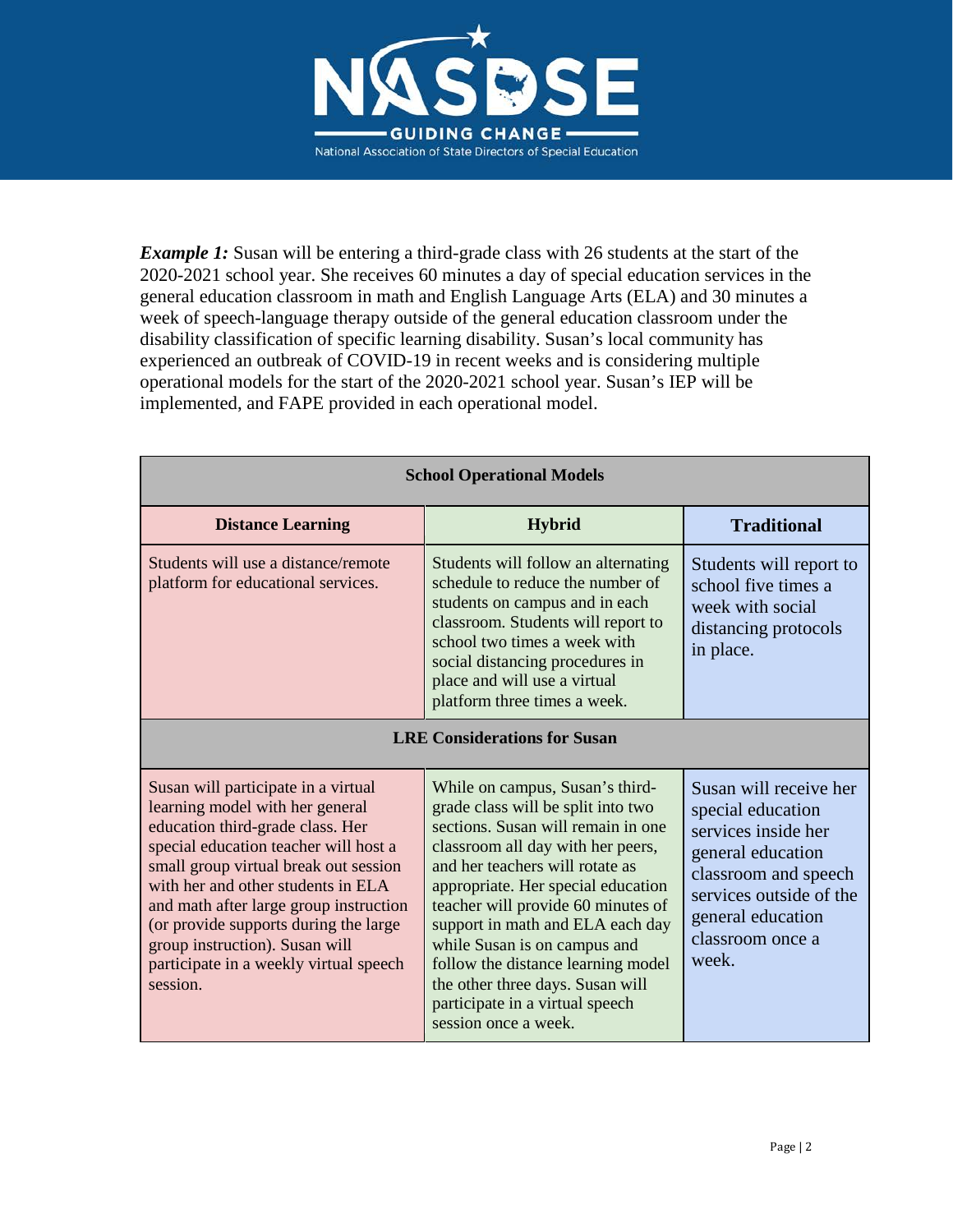***Example 1:*** Susan will be entering a third-grade class with 26 students at the start of the 2020-2021 school year. She receives 60 minutes a day of special education services in the general education classroom in math and English Language Arts (ELA) and 30 minutes a week of speech-language therapy outside of the general education classroom under the disability classification of specific learning disability. Susan's local community has experienced an outbreak of COVID-19 in recent weeks and is considering multiple operational models for the start of the 2020-2021 school year. Susan's IEP will be implemented, and FAPE provided in each operational model.

| **School Operational Models** | | |
|---|---|---|
| **Distance Learning** | **Hybrid** | **Traditional** |
| Students will use a distance/remote platform for educational services. | Students will follow an alternating schedule to reduce the number of students on campus and in each classroom. Students will report to school two times a week with social distancing procedures in place and will use a virtual platform three times a week. | Students will report to school five times a week with social distancing protocols in place. |
| **LRE Considerations for Susan** | | |
| Susan will participate in a virtual learning model with her general education third-grade class. Her special education teacher will host a small group virtual break out session with her and other students in ELA and math after large group instruction (or provide supports during the large group instruction). Susan will participate in a weekly virtual speech session. | While on campus, Susan's third-grade class will be split into two sections. Susan will remain in one classroom all day with her peers, and her teachers will rotate as appropriate. Her special education teacher will provide 60 minutes of support in math and ELA each day while Susan is on campus and follow the distance learning model the other three days. Susan will participate in a virtual speech session once a week. | Susan will receive her special education services inside her general education classroom and speech services outside of the general education classroom once a week. |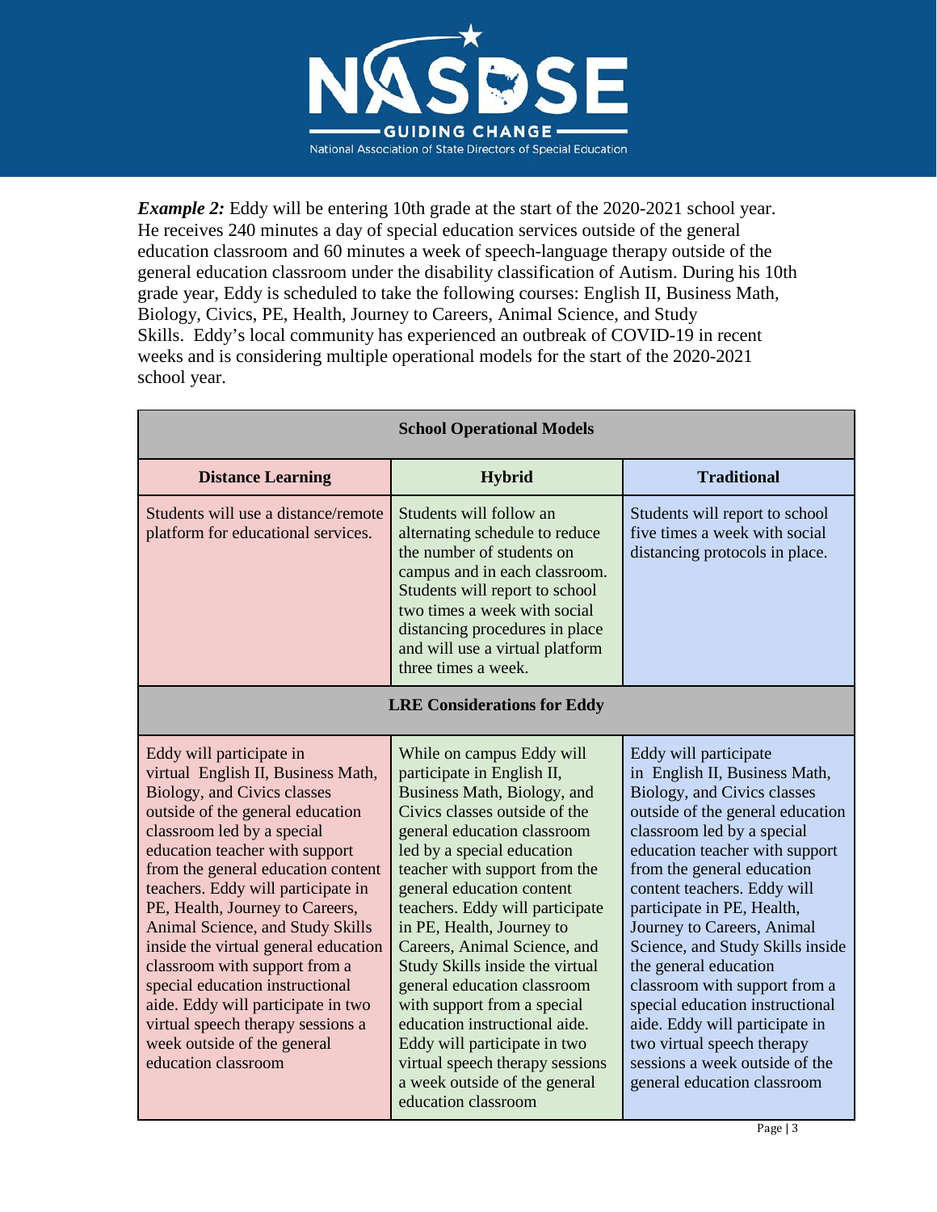***Example 2:*** Eddy will be entering 10th grade at the start of the 2020-2021 school year. He receives 240 minutes a day of special education services outside of the general education classroom and 60 minutes a week of speech-language therapy outside of the general education classroom under the disability classification of Autism. During his 10th grade year, Eddy is scheduled to take the following courses: English II, Business Math, Biology, Civics, PE, Health, Journey to Careers, Animal Science, and Study Skills. Eddy's local community has experienced an outbreak of COVID-19 in recent weeks and is considering multiple operational models for the start of the 2020-2021 school year.

| **School Operational Models** | | |
|---|---|---|
| **Distance Learning** | **Hybrid** | **Traditional** |
| Students will use a distance/remote platform for educational services. | Students will follow an alternating schedule to reduce the number of students on campus and in each classroom. Students will report to school two times a week with social distancing procedures in place and will use a virtual platform three times a week. | Students will report to school five times a week with social distancing protocols in place. |
| **LRE Considerations for Eddy** | | |
| Eddy will participate in virtual English II, Business Math, Biology, and Civics classes outside of the general education classroom led by a special education teacher with support from the general education content teachers. Eddy will participate in PE, Health, Journey to Careers, Animal Science, and Study Skills inside the virtual general education classroom with support from a special education instructional aide. Eddy will participate in two virtual speech therapy sessions a week outside of the general education classroom | While on campus Eddy will participate in English II, Business Math, Biology, and Civics classes outside of the general education classroom led by a special education teacher with support from the general education content teachers. Eddy will participate in PE, Health, Journey to Careers, Animal Science, and Study Skills inside the virtual general education classroom with support from a special education instructional aide. Eddy will participate in two virtual speech therapy sessions a week outside of the general education classroom | Eddy will participate in English II, Business Math, Biology, and Civics classes outside of the general education classroom led by a special education teacher with support from the general education content teachers. Eddy will participate in PE, Health, Journey to Careers, Animal Science, and Study Skills inside the general education classroom with support from a special education instructional aide. Eddy will participate in two virtual speech therapy sessions a week outside of the general education classroom |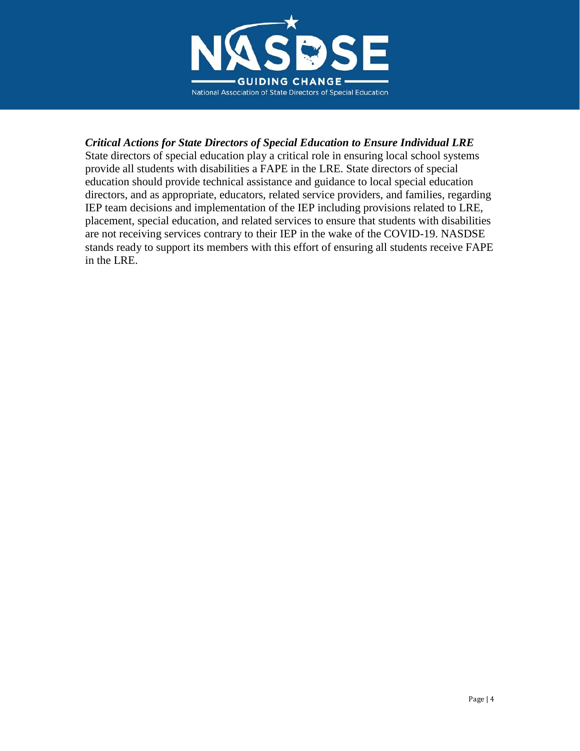***Critical Actions for State Directors of Special Education to Ensure Individual LRE***

State directors of special education play a critical role in ensuring local school systems provide all students with disabilities a FAPE in the LRE. State directors of special education should provide technical assistance and guidance to local special education directors, and as appropriate, educators, related service providers, and families, regarding IEP team decisions and implementation of the IEP including provisions related to LRE, placement, special education, and related services to ensure that students with disabilities are not receiving services contrary to their IEP in the wake of the COVID-19. NASDSE stands ready to support its members with this effort of ensuring all students receive FAPE in the LRE.